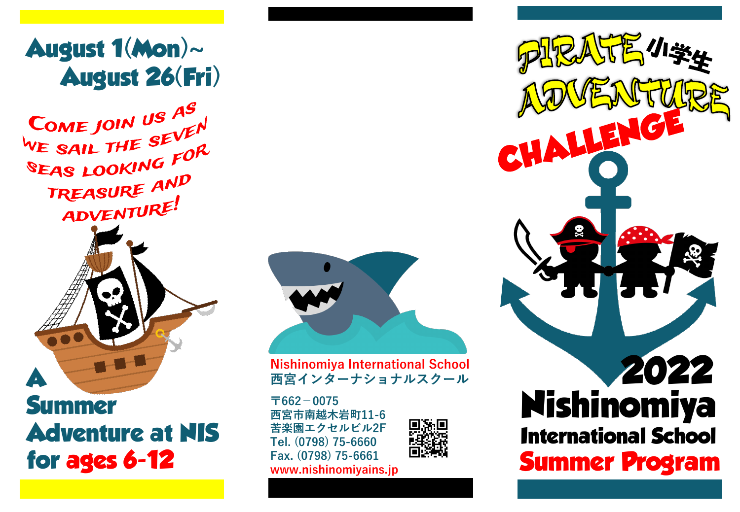# August 1(Mon)~ August 26(Fri)

Come join us as we sail the seven seas looking for treasure and adventure!

## A Summer Adventure at NIS for ages 6-12

**Nishinomiya International School**
**西宮インターナショナルスクール**

〒662－0075
西宮市南越木岩町11-6
苦楽園エクセルビル2F
Tel. (0798) 75-6660
Fax. (0798) 75-6661
www.nishinomiyains.jp

# PIRATE 小学生 ADVENTURE CHALLENGE

## 2022 Nishinomiya International School Summer Program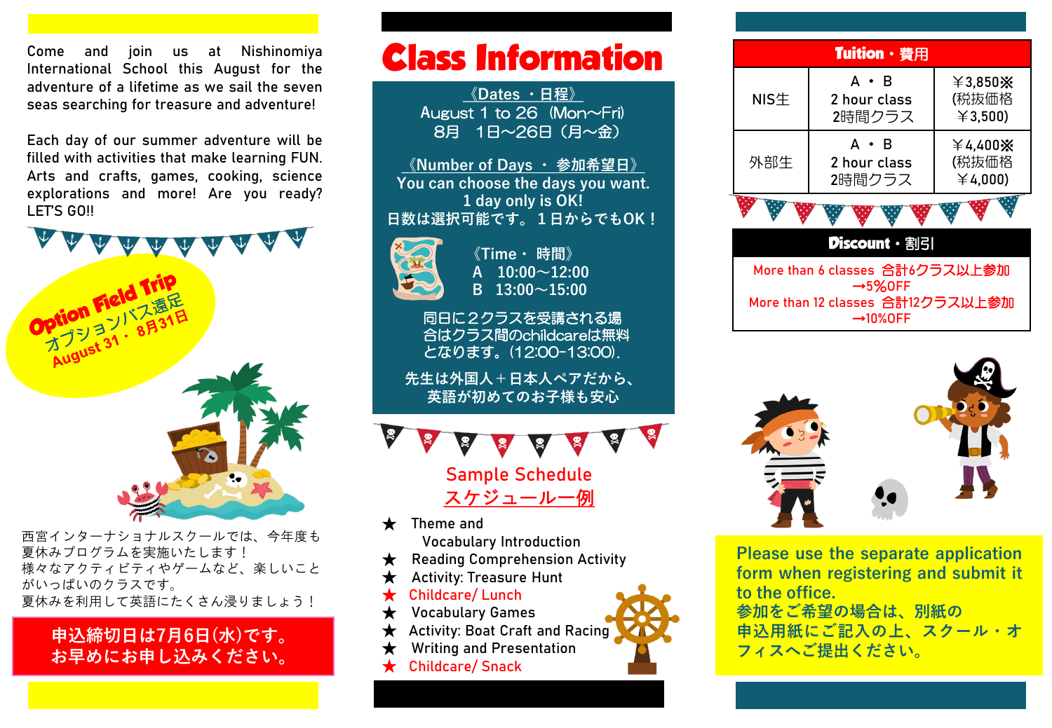Come and join us at Nishinomiya International School this August for the adventure of a lifetime as we sail the seven seas searching for treasure and adventure!

Each day of our summer adventure will be filled with activities that make learning FUN. Arts and crafts, games, cooking, science explorations and more! Are you ready? LET'S GO!!

**Option Field Trip**
**オプションバス遠足**
**August 31・8月31日**

西宮インターナショナルスクールでは、今年度も夏休みプログラムを実施いたします！
様々なアクティビティやゲームなど、楽しいことがいっぱいのクラスです。
夏休みを利用して英語にたくさん浸りましょう！

**申込締切日は7月6日(水)です。**
**お早めにお申し込みください。**

# Class Information

《Dates ・日程》
August 1 to 26（Mon~Fri）
8月　1日~26日（月~金）

《Number of Days ・ 参加希望日》
You can choose the days you want.
1 day only is OK!
日数は選択可能です。１日からでもOK！

《Time・ 時間》
A　10:00~12:00
B　13:00~15:00

同日に２クラスを受講される場合はクラス間のchildcareは無料となります。(12:00-13:00).

先生は外国人＋日本人ペアだから、英語が初めてのお子様も安心

## Sample Schedule
## スケジュール一例

- ★ Theme and Vocabulary Introduction
- ★ Reading Comprehension Activity
- ★ Activity: Treasure Hunt
- ★ Childcare/ Lunch
- ★ Vocabulary Games
- ★ Activity: Boat Craft and Racing
- ★ Writing and Presentation
- ★ Childcare/ Snack

**Tuition・費用**

| | | |
|---|---|---|
| NIS生 | A ・ B<br>2 hour class<br>2時間クラス | ￥3,850※<br>(税抜価格<br>￥3,500) |
| 外部生 | A ・ B<br>2 hour class<br>2時間クラス | ￥4,400※<br>(税抜価格<br>￥4,000) |

**Discount・割引**

More than 6 classes　合計6クラス以上参加
→5%OFF
More than 12 classes　合計12クラス以上参加
→10%OFF

Please use the separate application form when registering and submit it to the office.
参加をご希望の場合は、別紙の申込用紙にご記入の上、スクール・オフィスへご提出ください。